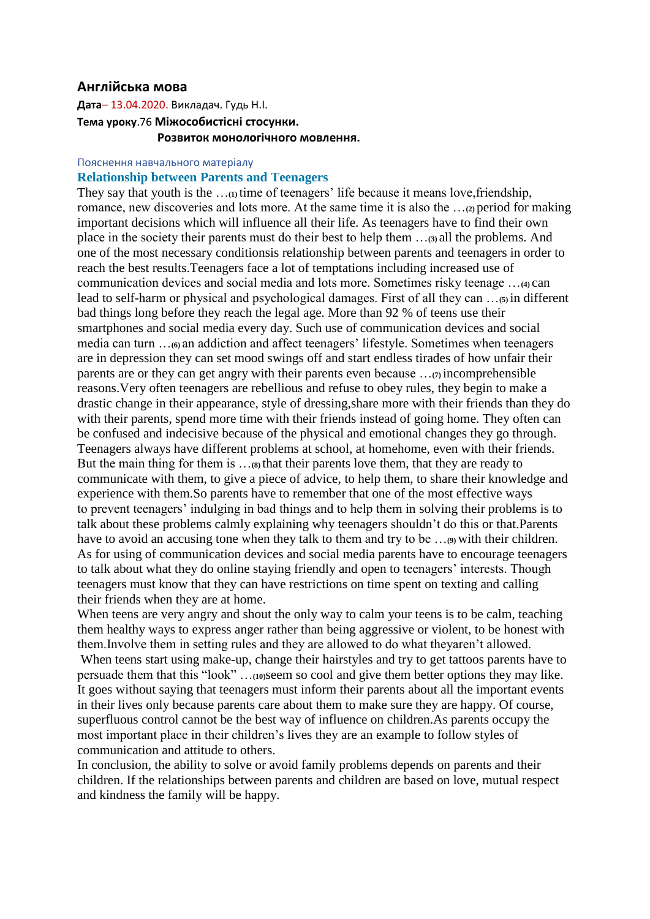## Англійська мова

**Дата**– 13.04.2020. Викладач. Гудь Н.І.

**Тема уроку**.76 **Міжособистісні стосунки.**

**Розвиток монологічного мовлення.**

Пояснення навчального матеріалу

### Relationship between Parents and Teenagers

They say that youth is the …(1) time of teenagers' life because it means love,friendship, romance, new discoveries and lots more. At the same time it is also the …(2) period for making important decisions which will influence all their life. As teenagers have to find their own place in the society their parents must do their best to help them …(3) all the problems. And one of the most necessary conditionsis relationship between parents and teenagers in order to reach the best results.Teenagers face a lot of temptations including increased use of communication devices and social media and lots more. Sometimes risky teenage …(4) can lead to self-harm or physical and psychological damages. First of all they can …(5) in different bad things long before they reach the legal age. More than 92 % of teens use their smartphones and social media every day. Such use of communication devices and social media can turn …(6) an addiction and affect teenagers' lifestyle. Sometimes when teenagers are in depression they can set mood swings off and start endless tirades of how unfair their parents are or they can get angry with their parents even because …(7) incomprehensible reasons.Very often teenagers are rebellious and refuse to obey rules, they begin to make a drastic change in their appearance, style of dressing,share more with their friends than they do with their parents, spend more time with their friends instead of going home. They often can be confused and indecisive because of the physical and emotional changes they go through. Teenagers always have different problems at school, at homehome, even with their friends. But the main thing for them is …(8) that their parents love them, that they are ready to communicate with them, to give a piece of advice, to help them, to share their knowledge and experience with them.So parents have to remember that one of the most effective ways to prevent teenagers' indulging in bad things and to help them in solving their problems is to talk about these problems calmly explaining why teenagers shouldn't do this or that.Parents have to avoid an accusing tone when they talk to them and try to be …(9) with their children. As for using of communication devices and social media parents have to encourage teenagers to talk about what they do online staying friendly and open to teenagers' interests. Though teenagers must know that they can have restrictions on time spent on texting and calling their friends when they are at home.

When teens are very angry and shout the only way to calm your teens is to be calm, teaching them healthy ways to express anger rather than being aggressive or violent, to be honest with them.Involve them in setting rules and they are allowed to do what theyaren't allowed.

When teens start using make-up, change their hairstyles and try to get tattoos parents have to persuade them that this "look" …(10)seem so cool and give them better options they may like. It goes without saying that teenagers must inform their parents about all the important events in their lives only because parents care about them to make sure they are happy. Of course, superfluous control cannot be the best way of influence on children.As parents occupy the most important place in their children's lives they are an example to follow styles of communication and attitude to others.

In conclusion, the ability to solve or avoid family problems depends on parents and their children. If the relationships between parents and children are based on love, mutual respect and kindness the family will be happy.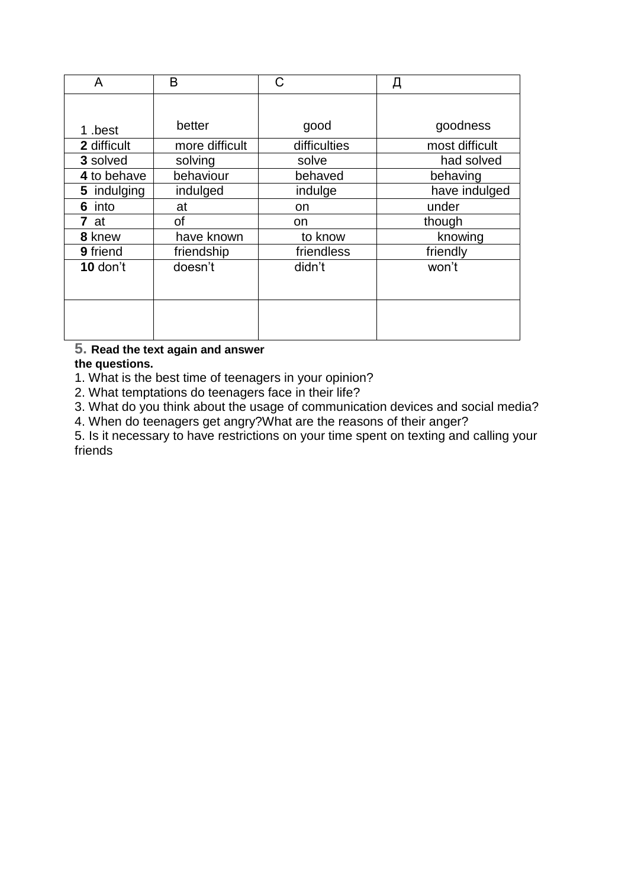| A | B | C | Д |
|---|---|---|---|
| 1 .best | better | good | goodness |
| **2** difficult | more difficult | difficulties | most difficult |
| **3** solved | solving | solve | had solved |
| **4** to behave | behaviour | behaved | behaving |
| **5** indulging | indulged | indulge | have indulged |
| **6** into | at | on | under |
| **7** at | of | on | though |
| **8** knew | have known | to know | knowing |
| **9** friend | friendship | friendless | friendly |
| **10** don't | doesn't | didn't | won't |
| | | | |

**5. Read the text again and answer the questions.**

1. What is the best time of teenagers in your opinion?
2. What temptations do teenagers face in their life?
3. What do you think about the usage of communication devices and social media?
4. When do teenagers get angry?What are the reasons of their anger?
5. Is it necessary to have restrictions on your time spent on texting and calling your friends